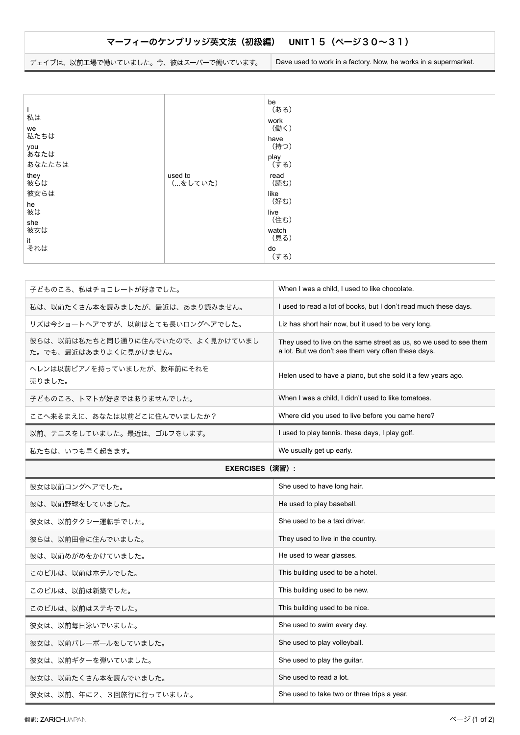| マーフィーのケンブリッジ英文法（初級編）　UNIT１５（ページ３０〜３１） | |
|---|---|
| デェイブは、以前工場で働いていました。今、彼はスーパーで働いています。 | Dave used to work in a factory. Now, he works in a supermarket. |

| | | |
|---|---|---|
| I<br>私は<br>we<br>私たちは<br>you<br>あなたは<br>あなたたちは<br>they<br>彼らは<br>彼女らは<br>he<br>彼は<br>she<br>彼女は<br>it<br>それは | used to<br>（...をしていた） | be<br>（ある）<br>work<br>（働く）<br>have<br>（持つ）<br>play<br>（する）<br>read<br>（読む）<br>like<br>（好む）<br>live<br>（住む）<br>watch<br>（見る）<br>do<br>（する） |

| | |
|---|---|
| 子どものころ、私はチョコレートが好きでした。 | When I was a child, I used to like chocolate. |
| 私は、以前たくさん本を読みましたが、最近は、あまり読みません。 | I used to read a lot of books, but I don't read much these days. |
| リズは今ショートヘアですが、以前はとても長いロングヘアでした。 | Liz has short hair now, but it used to be very long. |
| 彼らは、以前は私たちと同じ通りに住んでいたので、よく見かけていました。でも、最近はあまりよく見かけません。 | They used to live on the same street as us, so we used to see them a lot. But we don't see them very often these days. |
| ヘレンは以前ピアノを持っていましたが、数年前にそれを売りました。 | Helen used to have a piano, but she sold it a few years ago. |
| 子どものころ、トマトが好きではありませんでした。 | When I was a child, I didn't used to like tomatoes. |
| ここへ来るまえに、あなたは以前どこに住んでいましたか？ | Where did you used to live before you came here? |
| 以前、テニスをしていました。最近は、ゴルフをします。 | I used to play tennis. these days, I play golf. |
| 私たちは、いつも早く起きます。 | We usually get up early. |
| **EXERCISES（演習）：** | |
| 彼女は以前ロングヘアでした。 | She used to have long hair. |
| 彼は、以前野球をしていました。 | He used to play baseball. |
| 彼女は、以前タクシー運転手でした。 | She used to be a taxi driver. |
| 彼らは、以前田舎に住んでいました。 | They used to live in the country. |
| 彼は、以前めがめをかけていました。 | He used to wear glasses. |
| このビルは、以前はホテルでした。 | This building used to be a hotel. |
| このビルは、以前は新築でした。 | This building used to be new. |
| このビルは、以前はステキでした。 | This building used to be nice. |
| 彼女は、以前毎日泳いでいました。 | She used to swim every day. |
| 彼女は、以前バレーボールをしていました。 | She used to play volleyball. |
| 彼女は、以前ギターを弾いていました。 | She used to play the guitar. |
| 彼女は、以前たくさん本を読んでいました。 | She used to read a lot. |
| 彼女は、以前、年に２、３回旅行に行っていました。 | She used to take two or three trips a year. |

翻訳: ZARICHJAPAN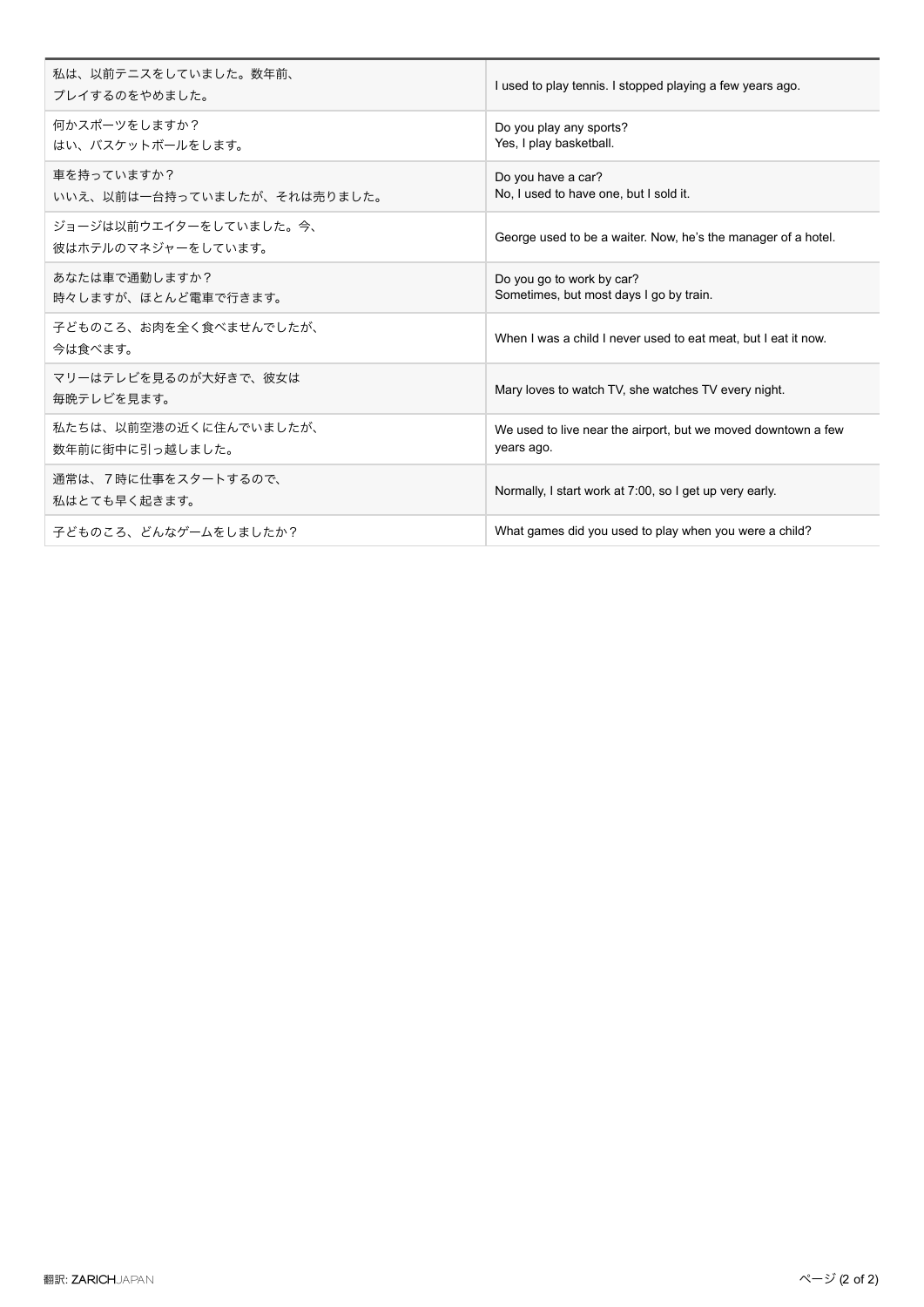| | |
|---|---|
| 私は、以前テニスをしていました。数年前、プレイするのをやめました。 | I used to play tennis. I stopped playing a few years ago. |
| 何かスポーツをしますか？<br>はい、バスケットボールをします。 | Do you play any sports?<br>Yes, I play basketball. |
| 車を持っていますか？<br>いいえ、以前は一台持っていましたが、それは売りました。 | Do you have a car?<br>No, I used to have one, but I sold it. |
| ジョージは以前ウエイターをしていました。今、彼はホテルのマネジャーをしています。 | George used to be a waiter. Now, he's the manager of a hotel. |
| あなたは車で通勤しますか？<br>時々しますが、ほとんど電車で行きます。 | Do you go to work by car?<br>Sometimes, but most days I go by train. |
| 子どものころ、お肉を全く食べませんでしたが、今は食べます。 | When I was a child I never used to eat meat, but I eat it now. |
| マリーはテレビを見るのが大好きで、彼女は毎晩テレビを見ます。 | Mary loves to watch TV, she watches TV every night. |
| 私たちは、以前空港の近くに住んでいましたが、数年前に街中に引っ越しました。 | We used to live near the airport, but we moved downtown a few years ago. |
| 通常は、７時に仕事をスタートするので、私はとても早く起きます。 | Normally, I start work at 7:00, so I get up very early. |
| 子どものころ、どんなゲームをしましたか？ | What games did you used to play when you were a child? |

翻訳: ZARICHJAPAN